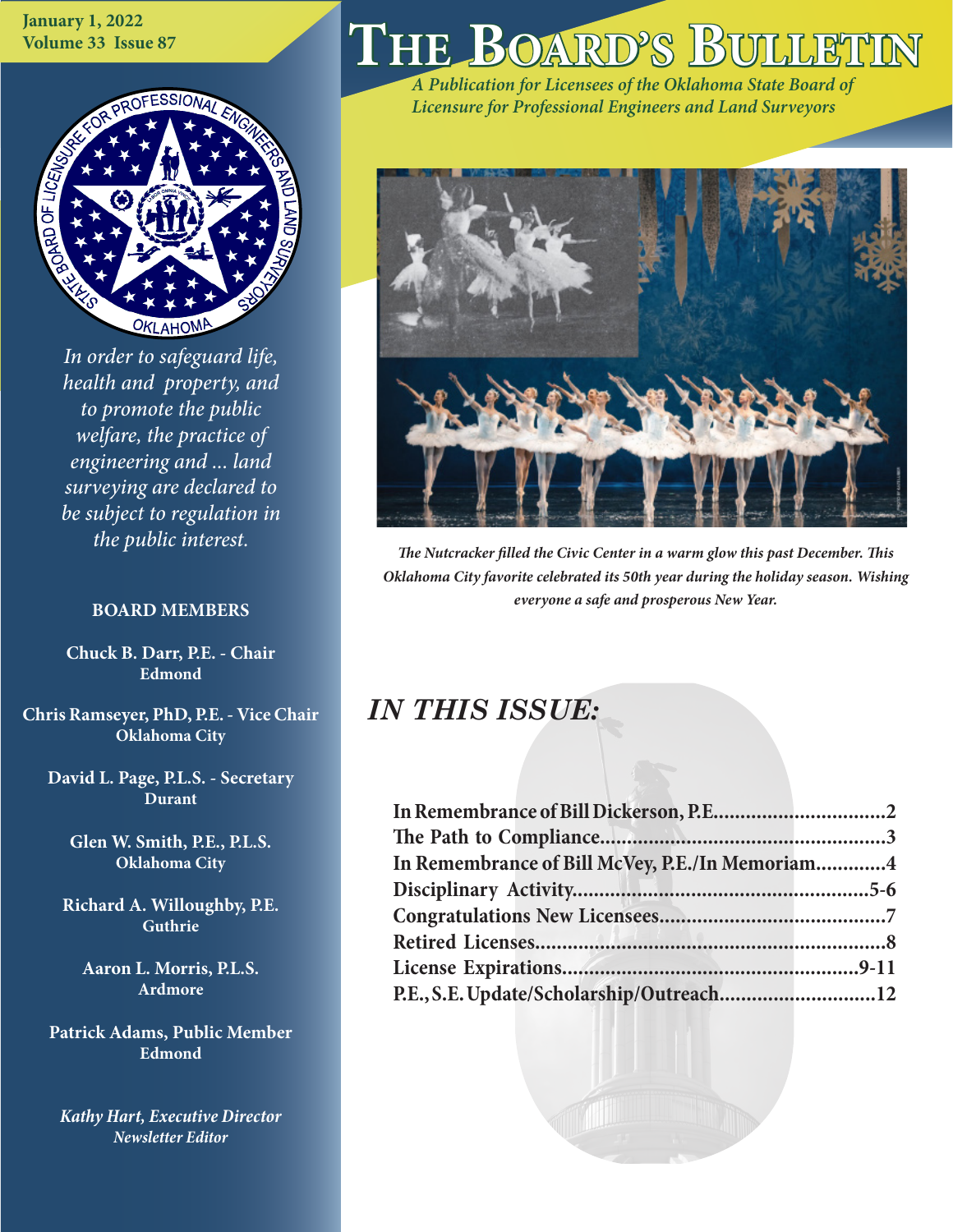January 1, 2022
Volume 33 Issue 87

# THE BOARD'S BULLETIN

*A Publication for Licensees of the Oklahoma State Board of Licensure for Professional Engineers and Land Surveyors*

*In order to safeguard life, health and property, and to promote the public welfare, the practice of engineering and ... land surveying are declared to be subject to regulation in the public interest.*

**BOARD MEMBERS**

**Chuck B. Darr, P.E. - Chair**
**Edmond**

**Chris Ramseyer, PhD, P.E. - Vice Chair**
**Oklahoma City**

**David L. Page, P.L.S. - Secretary**
**Durant**

**Glen W. Smith, P.E., P.L.S.**
**Oklahoma City**

**Richard A. Willoughby, P.E.**
**Guthrie**

**Aaron L. Morris, P.L.S.**
**Ardmore**

**Patrick Adams, Public Member**
**Edmond**

***Kathy Hart, Executive Director***
***Newsletter Editor***

*The Nutcracker filled the Civic Center in a warm glow this past December. This Oklahoma City favorite celebrated its 50th year during the holiday season. Wishing everyone a safe and prosperous New Year.*

## IN THIS ISSUE:

**In Remembrance of Bill Dickerson, P.E. .............................. 2**
**The Path to Compliance .............................. 3**
**In Remembrance of Bill McVey, P.E./In Memoriam .............................. 4**
**Disciplinary Activity .............................. 5-6**
**Congratulations New Licensees .............................. 7**
**Retired Licenses .............................. 8**
**License Expirations .............................. 9-11**
**P.E., S.E. Update/Scholarship/Outreach .............................. 12**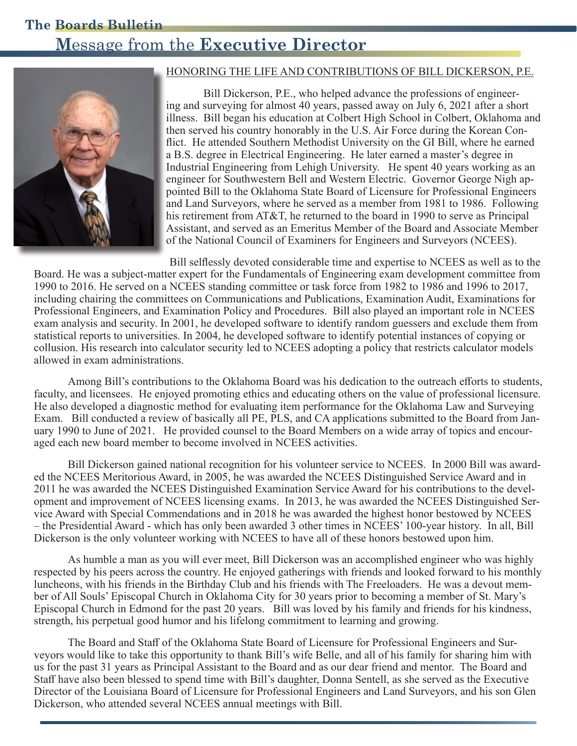# Message from the Executive Director

## HONORING THE LIFE AND CONTRIBUTIONS OF BILL DICKERSON, P.E.

Bill Dickerson, P.E., who helped advance the professions of engineering and surveying for almost 40 years, passed away on July 6, 2021 after a short illness. Bill began his education at Colbert High School in Colbert, Oklahoma and then served his country honorably in the U.S. Air Force during the Korean Conflict. He attended Southern Methodist University on the GI Bill, where he earned a B.S. degree in Electrical Engineering. He later earned a master's degree in Industrial Engineering from Lehigh University. He spent 40 years working as an engineer for Southwestern Bell and Western Electric. Governor George Nigh appointed Bill to the Oklahoma State Board of Licensure for Professional Engineers and Land Surveyors, where he served as a member from 1981 to 1986. Following his retirement from AT&T, he returned to the board in 1990 to serve as Principal Assistant, and served as an Emeritus Member of the Board and Associate Member of the National Council of Examiners for Engineers and Surveyors (NCEES).

Bill selflessly devoted considerable time and expertise to NCEES as well as to the Board. He was a subject-matter expert for the Fundamentals of Engineering exam development committee from 1990 to 2016. He served on a NCEES standing committee or task force from 1982 to 1986 and 1996 to 2017, including chairing the committees on Communications and Publications, Examination Audit, Examinations for Professional Engineers, and Examination Policy and Procedures. Bill also played an important role in NCEES exam analysis and security. In 2001, he developed software to identify random guessers and exclude them from statistical reports to universities. In 2004, he developed software to identify potential instances of copying or collusion. His research into calculator security led to NCEES adopting a policy that restricts calculator models allowed in exam administrations.

Among Bill's contributions to the Oklahoma Board was his dedication to the outreach efforts to students, faculty, and licensees. He enjoyed promoting ethics and educating others on the value of professional licensure. He also developed a diagnostic method for evaluating item performance for the Oklahoma Law and Surveying Exam. Bill conducted a review of basically all PE, PLS, and CA applications submitted to the Board from January 1990 to June of 2021. He provided counsel to the Board Members on a wide array of topics and encouraged each new board member to become involved in NCEES activities.

Bill Dickerson gained national recognition for his volunteer service to NCEES. In 2000 Bill was awarded the NCEES Meritorious Award, in 2005, he was awarded the NCEES Distinguished Service Award and in 2011 he was awarded the NCEES Distinguished Examination Service Award for his contributions to the development and improvement of NCEES licensing exams. In 2013, he was awarded the NCEES Distinguished Service Award with Special Commendations and in 2018 he was awarded the highest honor bestowed by NCEES – the Presidential Award - which has only been awarded 3 other times in NCEES' 100-year history. In all, Bill Dickerson is the only volunteer working with NCEES to have all of these honors bestowed upon him.

As humble a man as you will ever meet, Bill Dickerson was an accomplished engineer who was highly respected by his peers across the country. He enjoyed gatherings with friends and looked forward to his monthly luncheons, with his friends in the Birthday Club and his friends with The Freeloaders. He was a devout member of All Souls' Episcopal Church in Oklahoma City for 30 years prior to becoming a member of St. Mary's Episcopal Church in Edmond for the past 20 years. Bill was loved by his family and friends for his kindness, strength, his perpetual good humor and his lifelong commitment to learning and growing.

The Board and Staff of the Oklahoma State Board of Licensure for Professional Engineers and Surveyors would like to take this opportunity to thank Bill's wife Belle, and all of his family for sharing him with us for the past 31 years as Principal Assistant to the Board and as our dear friend and mentor. The Board and Staff have also been blessed to spend time with Bill's daughter, Donna Sentell, as she served as the Executive Director of the Louisiana Board of Licensure for Professional Engineers and Land Surveyors, and his son Glen Dickerson, who attended several NCEES annual meetings with Bill.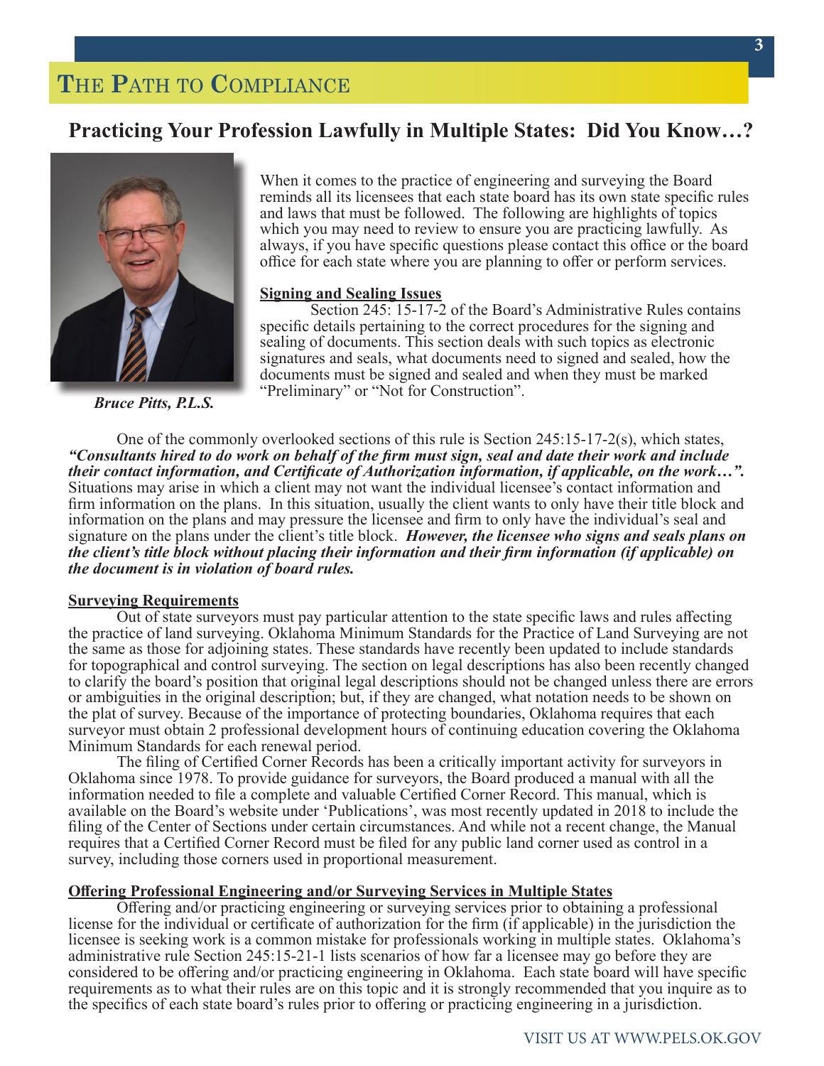# THE PATH TO COMPLIANCE

## Practicing Your Profession Lawfully in Multiple States: Did You Know…?

*Bruce Pitts, P.L.S.*

When it comes to the practice of engineering and surveying the Board reminds all its licensees that each state board has its own state specific rules and laws that must be followed. The following are highlights of topics which you may need to review to ensure you are practicing lawfully. As always, if you have specific questions please contact this office or the board office for each state where you are planning to offer or perform services.

**Signing and Sealing Issues**

Section 245: 15-17-2 of the Board's Administrative Rules contains specific details pertaining to the correct procedures for the signing and sealing of documents. This section deals with such topics as electronic signatures and seals, what documents need to signed and sealed, how the documents must be signed and sealed and when they must be marked "Preliminary" or "Not for Construction".

One of the commonly overlooked sections of this rule is Section 245:15-17-2(s), which states, ***"Consultants hired to do work on behalf of the firm must sign, seal and date their work and include their contact information, and Certificate of Authorization information, if applicable, on the work…".*** Situations may arise in which a client may not want the individual licensee's contact information and firm information on the plans. In this situation, usually the client wants to only have their title block and information on the plans and may pressure the licensee and firm to only have the individual's seal and signature on the plans under the client's title block. ***However, the licensee who signs and seals plans on the client's title block without placing their information and their firm information (if applicable) on the document is in violation of board rules.***

**Surveying Requirements**

Out of state surveyors must pay particular attention to the state specific laws and rules affecting the practice of land surveying. Oklahoma Minimum Standards for the Practice of Land Surveying are not the same as those for adjoining states. These standards have recently been updated to include standards for topographical and control surveying. The section on legal descriptions has also been recently changed to clarify the board's position that original legal descriptions should not be changed unless there are errors or ambiguities in the original description; but, if they are changed, what notation needs to be shown on the plat of survey. Because of the importance of protecting boundaries, Oklahoma requires that each surveyor must obtain 2 professional development hours of continuing education covering the Oklahoma Minimum Standards for each renewal period.

The filing of Certified Corner Records has been a critically important activity for surveyors in Oklahoma since 1978. To provide guidance for surveyors, the Board produced a manual with all the information needed to file a complete and valuable Certified Corner Record. This manual, which is available on the Board's website under 'Publications', was most recently updated in 2018 to include the filing of the Center of Sections under certain circumstances. And while not a recent change, the Manual requires that a Certified Corner Record must be filed for any public land corner used as control in a survey, including those corners used in proportional measurement.

**Offering Professional Engineering and/or Surveying Services in Multiple States**

Offering and/or practicing engineering or surveying services prior to obtaining a professional license for the individual or certificate of authorization for the firm (if applicable) in the jurisdiction the licensee is seeking work is a common mistake for professionals working in multiple states. Oklahoma's administrative rule Section 245:15-21-1 lists scenarios of how far a licensee may go before they are considered to be offering and/or practicing engineering in Oklahoma. Each state board will have specific requirements as to what their rules are on this topic and it is strongly recommended that you inquire as to the specifics of each state board's rules prior to offering or practicing engineering in a jurisdiction.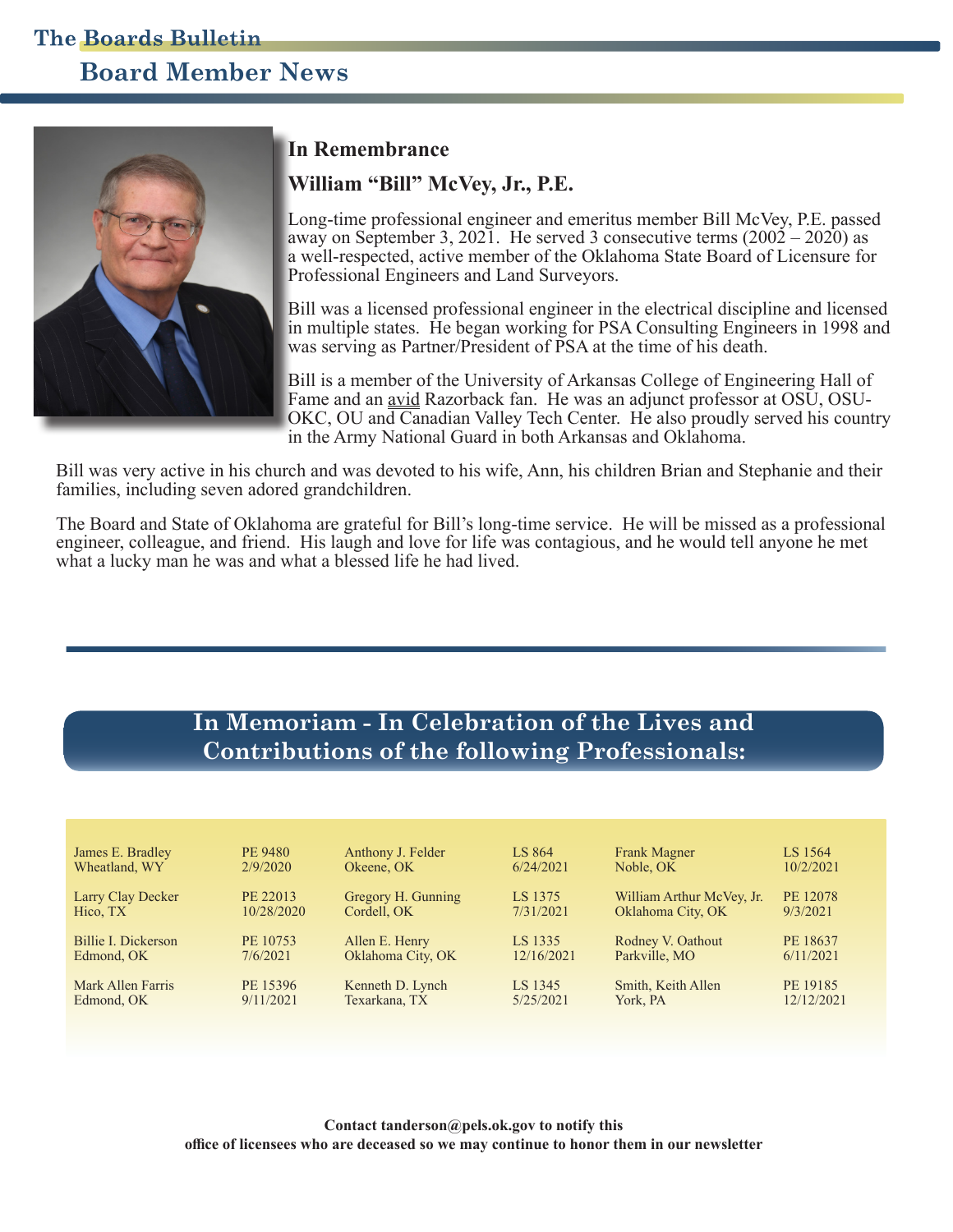# Board Member News

## In Remembrance

### William "Bill" McVey, Jr., P.E.

Long-time professional engineer and emeritus member Bill McVey, P.E. passed away on September 3, 2021. He served 3 consecutive terms (2002 – 2020) as a well-respected, active member of the Oklahoma State Board of Licensure for Professional Engineers and Land Surveyors.

Bill was a licensed professional engineer in the electrical discipline and licensed in multiple states. He began working for PSA Consulting Engineers in 1998 and was serving as Partner/President of PSA at the time of his death.

Bill is a member of the University of Arkansas College of Engineering Hall of Fame and an avid Razorback fan. He was an adjunct professor at OSU, OSU-OKC, OU and Canadian Valley Tech Center. He also proudly served his country in the Army National Guard in both Arkansas and Oklahoma.

Bill was very active in his church and was devoted to his wife, Ann, his children Brian and Stephanie and their families, including seven adored grandchildren.

The Board and State of Oklahoma are grateful for Bill's long-time service. He will be missed as a professional engineer, colleague, and friend. His laugh and love for life was contagious, and he would tell anyone he met what a lucky man he was and what a blessed life he had lived.

## In Memoriam - In Celebration of the Lives and Contributions of the following Professionals:

| Name / Location | License / Date | Name / Location | License / Date | Name / Location | License / Date |
|---|---|---|---|---|---|
| James E. Bradley<br>Wheatland, WY | PE 9480<br>2/9/2020 | Anthony J. Felder<br>Okeene, OK | LS 864<br>6/24/2021 | Frank Magner<br>Noble, OK | LS 1564<br>10/2/2021 |
| Larry Clay Decker<br>Hico, TX | PE 22013<br>10/28/2020 | Gregory H. Gunning<br>Cordell, OK | LS 1375<br>7/31/2021 | William Arthur McVey, Jr.<br>Oklahoma City, OK | PE 12078<br>9/3/2021 |
| Billie I. Dickerson<br>Edmond, OK | PE 10753<br>7/6/2021 | Allen E. Henry<br>Oklahoma City, OK | LS 1335<br>12/16/2021 | Rodney V. Oathout<br>Parkville, MO | PE 18637<br>6/11/2021 |
| Mark Allen Farris<br>Edmond, OK | PE 15396<br>9/11/2021 | Kenneth D. Lynch<br>Texarkana, TX | LS 1345<br>5/25/2021 | Smith, Keith Allen<br>York, PA | PE 19185<br>12/12/2021 |

**Contact tanderson@pels.ok.gov to notify this office of licensees who are deceased so we may continue to honor them in our newsletter**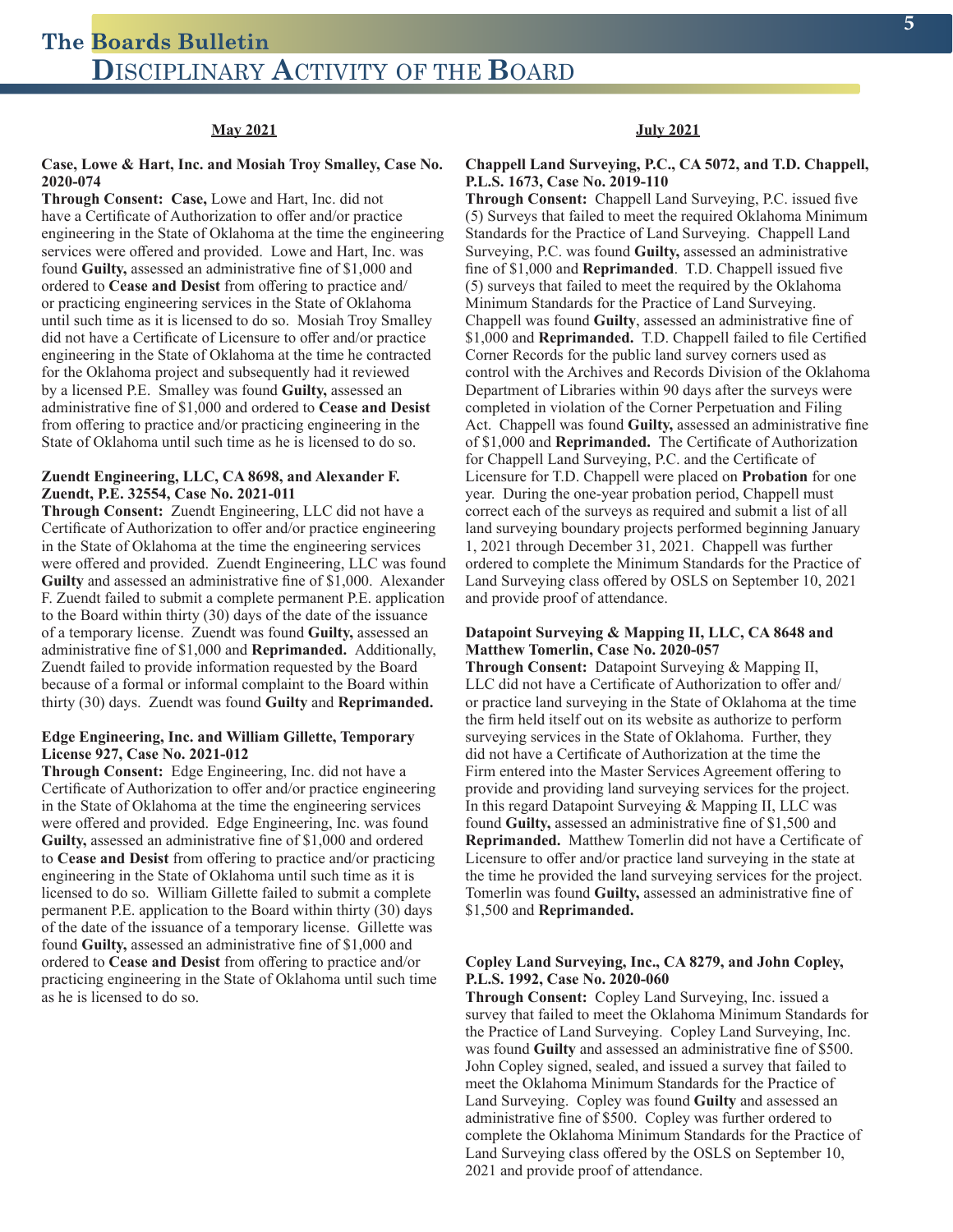# Disciplinary Activity of the Board

## May 2021

**Case, Lowe & Hart, Inc. and Mosiah Troy Smalley, Case No. 2020-074**

**Through Consent: Case,** Lowe and Hart, Inc. did not have a Certificate of Authorization to offer and/or practice engineering in the State of Oklahoma at the time the engineering services were offered and provided. Lowe and Hart, Inc. was found **Guilty,** assessed an administrative fine of $1,000 and ordered to **Cease and Desist** from offering to practice and/or practicing engineering services in the State of Oklahoma until such time as it is licensed to do so. Mosiah Troy Smalley did not have a Certificate of Licensure to offer and/or practice engineering in the State of Oklahoma at the time he contracted for the Oklahoma project and subsequently had it reviewed by a licensed P.E. Smalley was found **Guilty,** assessed an administrative fine of $1,000 and ordered to **Cease and Desist** from offering to practice and/or practicing engineering in the State of Oklahoma until such time as he is licensed to do so.

**Zuendt Engineering, LLC, CA 8698, and Alexander F. Zuendt, P.E. 32554, Case No. 2021-011**

**Through Consent:** Zuendt Engineering, LLC did not have a Certificate of Authorization to offer and/or practice engineering in the State of Oklahoma at the time the engineering services were offered and provided. Zuendt Engineering, LLC was found **Guilty** and assessed an administrative fine of $1,000. Alexander F. Zuendt failed to submit a complete permanent P.E. application to the Board within thirty (30) days of the date of the issuance of a temporary license. Zuendt was found **Guilty,** assessed an administrative fine of $1,000 and **Reprimanded.** Additionally, Zuendt failed to provide information requested by the Board because of a formal or informal complaint to the Board within thirty (30) days. Zuendt was found **Guilty** and **Reprimanded.**

**Edge Engineering, Inc. and William Gillette, Temporary License 927, Case No. 2021-012**

**Through Consent:** Edge Engineering, Inc. did not have a Certificate of Authorization to offer and/or practice engineering in the State of Oklahoma at the time the engineering services were offered and provided. Edge Engineering, Inc. was found **Guilty,** assessed an administrative fine of $1,000 and ordered to **Cease and Desist** from offering to practice and/or practicing engineering in the State of Oklahoma until such time as it is licensed to do so. William Gillette failed to submit a complete permanent P.E. application to the Board within thirty (30) days of the date of the issuance of a temporary license. Gillette was found **Guilty,** assessed an administrative fine of $1,000 and ordered to **Cease and Desist** from offering to practice and/or practicing engineering in the State of Oklahoma until such time as he is licensed to do so.

## July 2021

**Chappell Land Surveying, P.C., CA 5072, and T.D. Chappell, P.L.S. 1673, Case No. 2019-110**

**Through Consent:** Chappell Land Surveying, P.C. issued five (5) Surveys that failed to meet the required Oklahoma Minimum Standards for the Practice of Land Surveying. Chappell Land Surveying, P.C. was found **Guilty,** assessed an administrative fine of $1,000 and **Reprimanded**. T.D. Chappell issued five (5) surveys that failed to meet the required by the Oklahoma Minimum Standards for the Practice of Land Surveying. Chappell was found **Guilty**, assessed an administrative fine of $1,000 and **Reprimanded.** T.D. Chappell failed to file Certified Corner Records for the public land survey corners used as control with the Archives and Records Division of the Oklahoma Department of Libraries within 90 days after the surveys were completed in violation of the Corner Perpetuation and Filing Act. Chappell was found **Guilty,** assessed an administrative fine of $1,000 and **Reprimanded.** The Certificate of Authorization for Chappell Land Surveying, P.C. and the Certificate of Licensure for T.D. Chappell were placed on **Probation** for one year. During the one-year probation period, Chappell must correct each of the surveys as required and submit a list of all land surveying boundary projects performed beginning January 1, 2021 through December 31, 2021. Chappell was further ordered to complete the Minimum Standards for the Practice of Land Surveying class offered by OSLS on September 10, 2021 and provide proof of attendance.

**Datapoint Surveying & Mapping II, LLC, CA 8648 and Matthew Tomerlin, Case No. 2020-057**

**Through Consent:** Datapoint Surveying & Mapping II, LLC did not have a Certificate of Authorization to offer and/or practice land surveying in the State of Oklahoma at the time the firm held itself out on its website as authorize to perform surveying services in the State of Oklahoma. Further, they did not have a Certificate of Authorization at the time the Firm entered into the Master Services Agreement offering to provide and providing land surveying services for the project. In this regard Datapoint Surveying & Mapping II, LLC was found **Guilty,** assessed an administrative fine of $1,500 and **Reprimanded.** Matthew Tomerlin did not have a Certificate of Licensure to offer and/or practice land surveying in the state at the time he provided the land surveying services for the project. Tomerlin was found **Guilty,** assessed an administrative fine of $1,500 and **Reprimanded.**

**Copley Land Surveying, Inc., CA 8279, and John Copley, P.L.S. 1992, Case No. 2020-060**

**Through Consent:** Copley Land Surveying, Inc. issued a survey that failed to meet the Oklahoma Minimum Standards for the Practice of Land Surveying. Copley Land Surveying, Inc. was found **Guilty** and assessed an administrative fine of $500. John Copley signed, sealed, and issued a survey that failed to meet the Oklahoma Minimum Standards for the Practice of Land Surveying. Copley was found **Guilty** and assessed an administrative fine of $500. Copley was further ordered to complete the Oklahoma Minimum Standards for the Practice of Land Surveying class offered by the OSLS on September 10, 2021 and provide proof of attendance.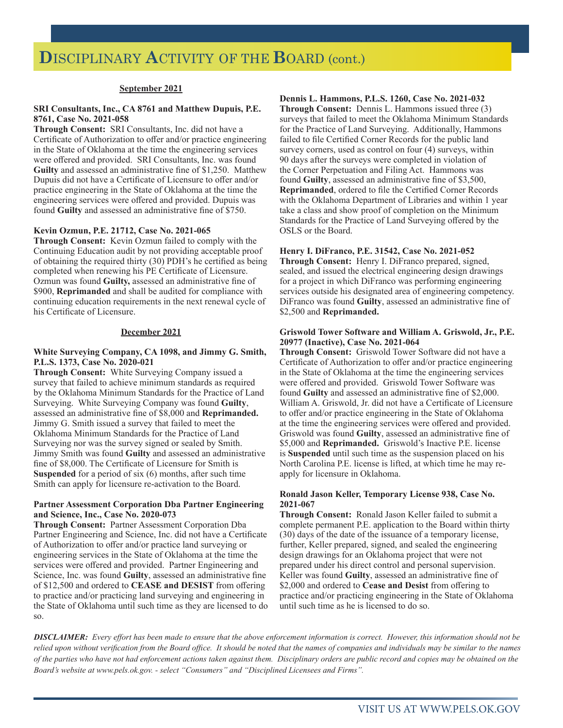# DISCIPLINARY ACTIVITY OF THE BOARD (cont.)

## September 2021

**SRI Consultants, Inc., CA 8761 and Matthew Dupuis, P.E. 8761, Case No. 2021-058**

**Through Consent:** SRI Consultants, Inc. did not have a Certificate of Authorization to offer and/or practice engineering in the State of Oklahoma at the time the engineering services were offered and provided. SRI Consultants, Inc. was found **Guilty** and assessed an administrative fine of $1,250. Matthew Dupuis did not have a Certificate of Licensure to offer and/or practice engineering in the State of Oklahoma at the time the engineering services were offered and provided. Dupuis was found **Guilty** and assessed an administrative fine of $750.

**Kevin Ozmun, P.E. 21712, Case No. 2021-065**

**Through Consent:** Kevin Ozmun failed to comply with the Continuing Education audit by not providing acceptable proof of obtaining the required thirty (30) PDH's he certified as being completed when renewing his PE Certificate of Licensure. Ozmun was found **Guilty,** assessed an administrative fine of $900, **Reprimanded** and shall be audited for compliance with continuing education requirements in the next renewal cycle of his Certificate of Licensure.

## December 2021

**White Surveying Company, CA 1098, and Jimmy G. Smith, P.L.S. 1373, Case No. 2020-021**

**Through Consent:** White Surveying Company issued a survey that failed to achieve minimum standards as required by the Oklahoma Minimum Standards for the Practice of Land Surveying. White Surveying Company was found **Guilty**, assessed an administrative fine of $8,000 and **Reprimanded.** Jimmy G. Smith issued a survey that failed to meet the Oklahoma Minimum Standards for the Practice of Land Surveying nor was the survey signed or sealed by Smith. Jimmy Smith was found **Guilty** and assessed an administrative fine of $8,000. The Certificate of Licensure for Smith is **Suspended** for a period of six (6) months, after such time Smith can apply for licensure re-activation to the Board.

**Partner Assessment Corporation Dba Partner Engineering and Science, Inc., Case No. 2020-073**

**Through Consent:** Partner Assessment Corporation Dba Partner Engineering and Science, Inc. did not have a Certificate of Authorization to offer and/or practice land surveying or engineering services in the State of Oklahoma at the time the services were offered and provided. Partner Engineering and Science, Inc. was found **Guilty**, assessed an administrative fine of $12,500 and ordered to **CEASE and DESIST** from offering to practice and/or practicing land surveying and engineering in the State of Oklahoma until such time as they are licensed to do so.

**Dennis L. Hammons, P.L.S. 1260, Case No. 2021-032**

**Through Consent:** Dennis L. Hammons issued three (3) surveys that failed to meet the Oklahoma Minimum Standards for the Practice of Land Surveying. Additionally, Hammons failed to file Certified Corner Records for the public land survey corners, used as control on four (4) surveys, within 90 days after the surveys were completed in violation of the Corner Perpetuation and Filing Act. Hammons was found **Guilty**, assessed an administrative fine of $3,500, **Reprimanded**, ordered to file the Certified Corner Records with the Oklahoma Department of Libraries and within 1 year take a class and show proof of completion on the Minimum Standards for the Practice of Land Surveying offered by the OSLS or the Board.

**Henry I. DiFranco, P.E. 31542, Case No. 2021-052**

**Through Consent:** Henry I. DiFranco prepared, signed, sealed, and issued the electrical engineering design drawings for a project in which DiFranco was performing engineering services outside his designated area of engineering competency. DiFranco was found **Guilty**, assessed an administrative fine of $2,500 and **Reprimanded.**

**Griswold Tower Software and William A. Griswold, Jr., P.E. 20977 (Inactive), Case No. 2021-064**

**Through Consent:** Griswold Tower Software did not have a Certificate of Authorization to offer and/or practice engineering in the State of Oklahoma at the time the engineering services were offered and provided. Griswold Tower Software was found **Guilty** and assessed an administrative fine of $2,000. William A. Griswold, Jr. did not have a Certificate of Licensure to offer and/or practice engineering in the State of Oklahoma at the time the engineering services were offered and provided. Griswold was found **Guilty**, assessed an administrative fine of $5,000 and **Reprimanded.** Griswold's Inactive P.E. license is **Suspended** until such time as the suspension placed on his North Carolina P.E. license is lifted, at which time he may re-apply for licensure in Oklahoma.

**Ronald Jason Keller, Temporary License 938, Case No. 2021-067**

**Through Consent:** Ronald Jason Keller failed to submit a complete permanent P.E. application to the Board within thirty (30) days of the date of the issuance of a temporary license, further, Keller prepared, signed, and sealed the engineering design drawings for an Oklahoma project that were not prepared under his direct control and personal supervision. Keller was found **Guilty**, assessed an administrative fine of $2,000 and ordered to **Cease and Desist** from offering to practice and/or practicing engineering in the State of Oklahoma until such time as he is licensed to do so.

***DISCLAIMER:*** *Every effort has been made to ensure that the above enforcement information is correct. However, this information should not be relied upon without verification from the Board office. It should be noted that the names of companies and individuals may be similar to the names of the parties who have not had enforcement actions taken against them. Disciplinary orders are public record and copies may be obtained on the Board's website at www.pels.ok.gov. - select "Consumers" and "Disciplined Licensees and Firms".*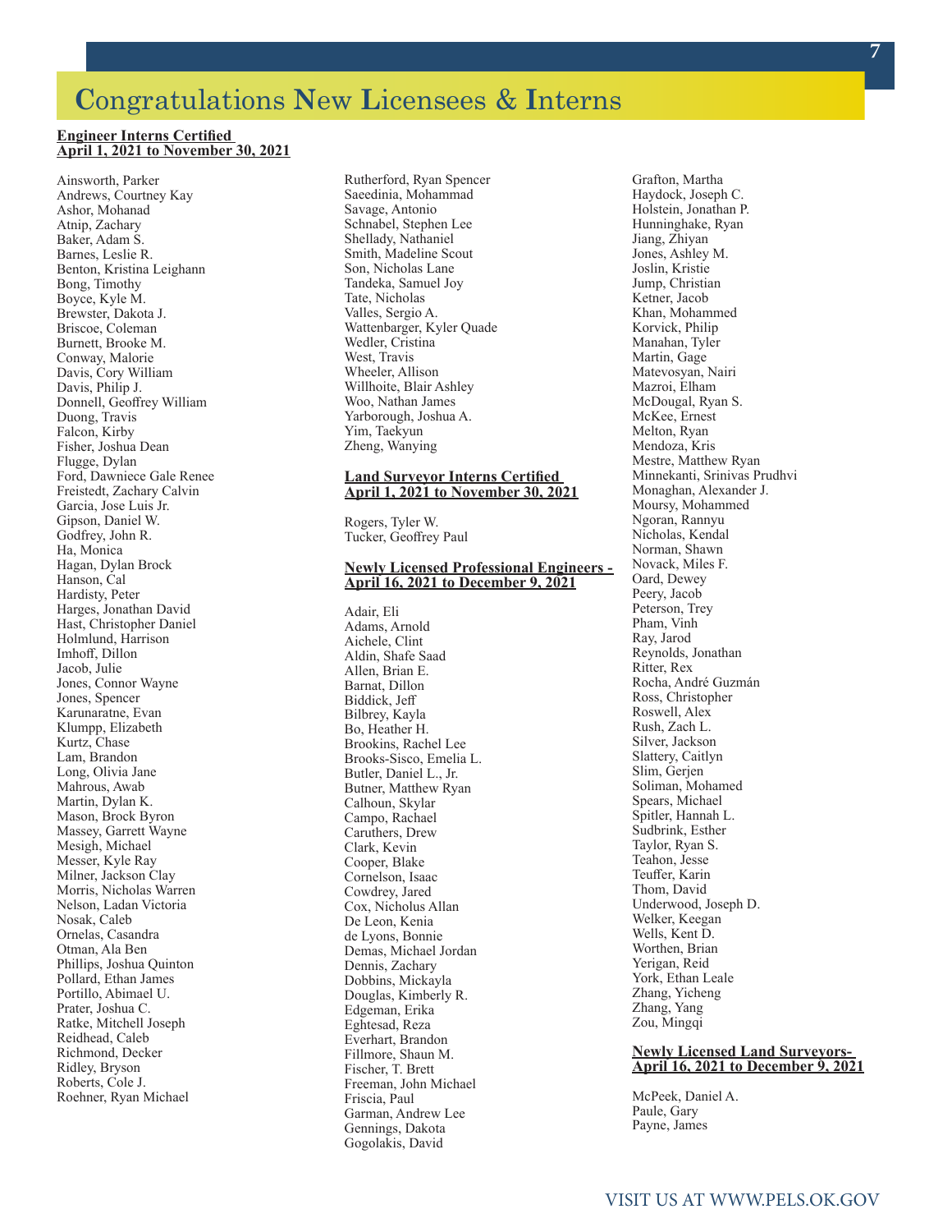# Congratulations New Licensees & Interns

**Engineer Interns Certified April 1, 2021 to November 30, 2021**

Ainsworth, Parker
Andrews, Courtney Kay
Ashor, Mohanad
Atnip, Zachary
Baker, Adam S.
Barnes, Leslie R.
Benton, Kristina Leighann
Bong, Timothy
Boyce, Kyle M.
Brewster, Dakota J.
Briscoe, Coleman
Burnett, Brooke M.
Conway, Malorie
Davis, Cory William
Davis, Philip J.
Donnell, Geoffrey William
Duong, Travis
Falcon, Kirby
Fisher, Joshua Dean
Flugge, Dylan
Ford, Dawniece Gale Renee
Freistedt, Zachary Calvin
Garcia, Jose Luis Jr.
Gipson, Daniel W.
Godfrey, John R.
Ha, Monica
Hagan, Dylan Brock
Hanson, Cal
Hardisty, Peter
Harges, Jonathan David
Hast, Christopher Daniel
Holmlund, Harrison
Imhoff, Dillon
Jacob, Julie
Jones, Connor Wayne
Jones, Spencer
Karunaratne, Evan
Klumpp, Elizabeth
Kurtz, Chase
Lam, Brandon
Long, Olivia Jane
Mahrous, Awab
Martin, Dylan K.
Mason, Brock Byron
Massey, Garrett Wayne
Mesigh, Michael
Messer, Kyle Ray
Milner, Jackson Clay
Morris, Nicholas Warren
Nelson, Ladan Victoria
Nosak, Caleb
Ornelas, Casandra
Otman, Ala Ben
Phillips, Joshua Quinton
Pollard, Ethan James
Portillo, Abimael U.
Prater, Joshua C.
Ratke, Mitchell Joseph
Reidhead, Caleb
Richmond, Decker
Ridley, Bryson
Roberts, Cole J.
Roehner, Ryan Michael
Rutherford, Ryan Spencer
Saeedinia, Mohammad
Savage, Antonio
Schnabel, Stephen Lee
Shellady, Nathaniel
Smith, Madeline Scout
Son, Nicholas Lane
Tandeka, Samuel Joy
Tate, Nicholas
Valles, Sergio A.
Wattenbarger, Kyler Quade
Wedler, Cristina
West, Travis
Wheeler, Allison
Willhoite, Blair Ashley
Woo, Nathan James
Yarborough, Joshua A.
Yim, Taekyun
Zheng, Wanying

**Land Surveyor Interns Certified April 1, 2021 to November 30, 2021**

Rogers, Tyler W.
Tucker, Geoffrey Paul

**Newly Licensed Professional Engineers - April 16, 2021 to December 9, 2021**

Adair, Eli
Adams, Arnold
Aichele, Clint
Aldin, Shafe Saad
Allen, Brian E.
Barnat, Dillon
Biddick, Jeff
Bilbrey, Kayla
Bo, Heather H.
Brookins, Rachel Lee
Brooks-Sisco, Emelia L.
Butler, Daniel L., Jr.
Butner, Matthew Ryan
Calhoun, Skylar
Campo, Rachael
Caruthers, Drew
Clark, Kevin
Cooper, Blake
Cornelson, Isaac
Cowdrey, Jared
Cox, Nicholus Allan
De Leon, Kenia
de Lyons, Bonnie
Demas, Michael Jordan
Dennis, Zachary
Dobbins, Mickayla
Douglas, Kimberly R.
Edgeman, Erika
Eghtesad, Reza
Everhart, Brandon
Fillmore, Shaun M.
Fischer, T. Brett
Freeman, John Michael
Friscia, Paul
Garman, Andrew Lee
Gennings, Dakota
Gogolakis, David
Grafton, Martha
Haydock, Joseph C.
Holstein, Jonathan P.
Hunninghake, Ryan
Jiang, Zhiyan
Jones, Ashley M.
Joslin, Kristie
Jump, Christian
Ketner, Jacob
Khan, Mohammed
Korvick, Philip
Manahan, Tyler
Martin, Gage
Matevosyan, Nairi
Mazroi, Elham
McDougal, Ryan S.
McKee, Ernest
Melton, Ryan
Mendoza, Kris
Mestre, Matthew Ryan
Minnekanti, Srinivas Prudhvi
Monaghan, Alexander J.
Moursy, Mohammed
Ngoran, Rannyu
Nicholas, Kendal
Norman, Shawn
Novack, Miles F.
Oard, Dewey
Peery, Jacob
Peterson, Trey
Pham, Vinh
Ray, Jarod
Reynolds, Jonathan
Ritter, Rex
Rocha, André Guzmán
Ross, Christopher
Roswell, Alex
Rush, Zach L.
Silver, Jackson
Slattery, Caitlyn
Slim, Gerjen
Soliman, Mohamed
Spears, Michael
Spitler, Hannah L.
Sudbrink, Esther
Taylor, Ryan S.
Teahon, Jesse
Teuffer, Karin
Thom, David
Underwood, Joseph D.
Welker, Keegan
Wells, Kent D.
Worthen, Brian
Yerigan, Reid
York, Ethan Leale
Zhang, Yicheng
Zhang, Yang
Zou, Mingqi

**Newly Licensed Land Surveyors- April 16, 2021 to December 9, 2021**

McPeek, Daniel A.
Paule, Gary
Payne, James

VISIT US AT WWW.PELS.OK.GOV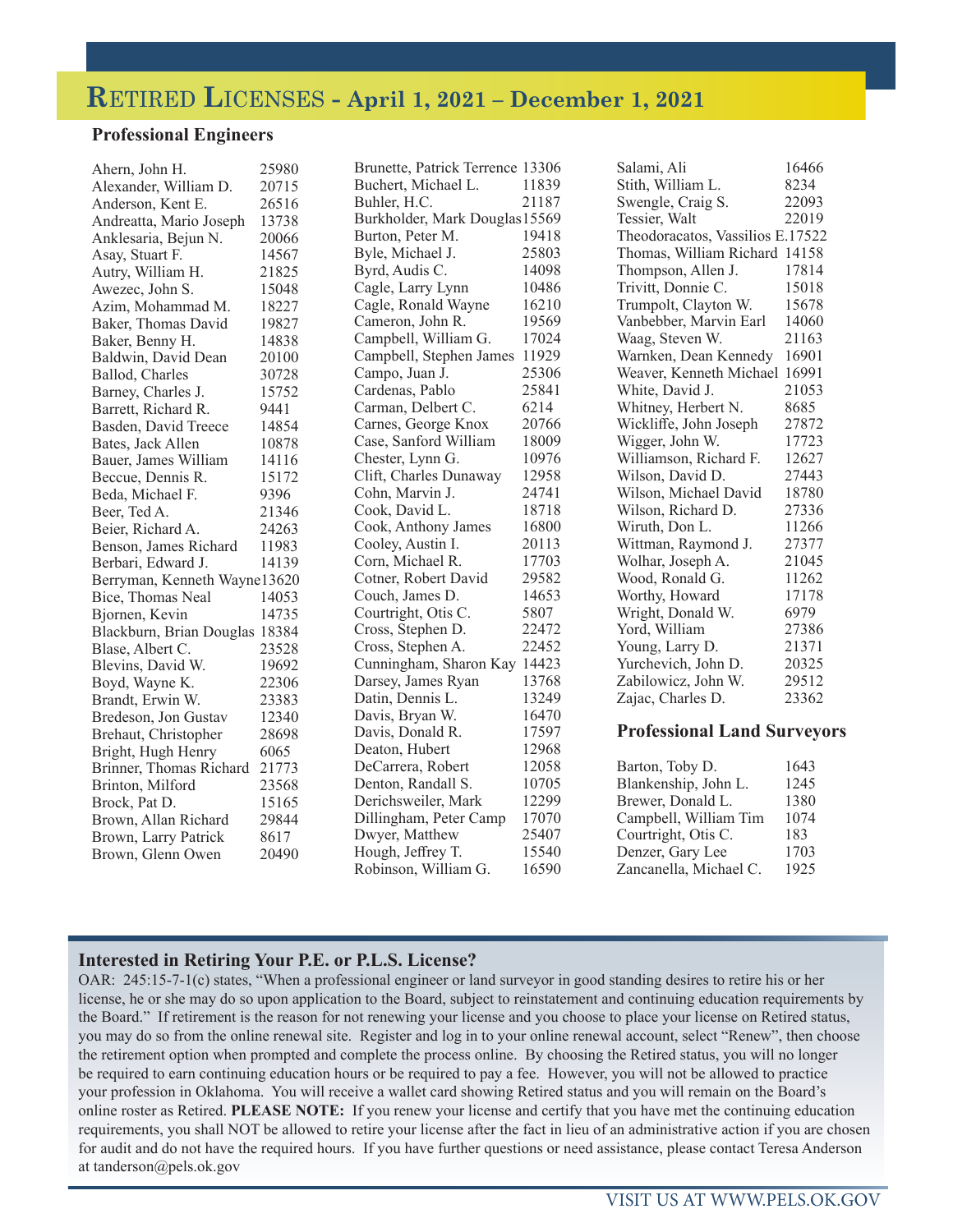# RETIRED LICENSES - April 1, 2021 – December 1, 2021

## Professional Engineers

| Name | License |
|---|---|
| Ahern, John H. | 25980 |
| Alexander, William D. | 20715 |
| Anderson, Kent E. | 26516 |
| Andreatta, Mario Joseph | 13738 |
| Anklesaria, Bejun N. | 20066 |
| Asay, Stuart F. | 14567 |
| Autry, William H. | 21825 |
| Awezec, John S. | 15048 |
| Azim, Mohammad M. | 18227 |
| Baker, Thomas David | 19827 |
| Baker, Benny H. | 14838 |
| Baldwin, David Dean | 20100 |
| Ballod, Charles | 30728 |
| Barney, Charles J. | 15752 |
| Barrett, Richard R. | 9441 |
| Basden, David Treece | 14854 |
| Bates, Jack Allen | 10878 |
| Bauer, James William | 14116 |
| Beccue, Dennis R. | 15172 |
| Beda, Michael F. | 9396 |
| Beer, Ted A. | 21346 |
| Beier, Richard A. | 24263 |
| Benson, James Richard | 11983 |
| Berbari, Edward J. | 14139 |
| Berryman, Kenneth Wayne | 13620 |
| Bice, Thomas Neal | 14053 |
| Bjornen, Kevin | 14735 |
| Blackburn, Brian Douglas | 18384 |
| Blase, Albert C. | 23528 |
| Blevins, David W. | 19692 |
| Boyd, Wayne K. | 22306 |
| Brandt, Erwin W. | 23383 |
| Bredeson, Jon Gustav | 12340 |
| Brehaut, Christopher | 28698 |
| Bright, Hugh Henry | 6065 |
| Brinner, Thomas Richard | 21773 |
| Brinton, Milford | 23568 |
| Brock, Pat D. | 15165 |
| Brown, Allan Richard | 29844 |
| Brown, Larry Patrick | 8617 |
| Brown, Glenn Owen | 20490 |
| Brunette, Patrick Terrence | 13306 |
| Buchert, Michael L. | 11839 |
| Buhler, H.C. | 21187 |
| Burkholder, Mark Douglas | 15569 |
| Burton, Peter M. | 19418 |
| Byle, Michael J. | 25803 |
| Byrd, Audis C. | 14098 |
| Cagle, Larry Lynn | 10486 |
| Cagle, Ronald Wayne | 16210 |
| Cameron, John R. | 19569 |
| Campbell, William G. | 17024 |
| Campbell, Stephen James | 11929 |
| Campo, Juan J. | 25306 |
| Cardenas, Pablo | 25841 |
| Carman, Delbert C. | 6214 |
| Carnes, George Knox | 20766 |
| Case, Sanford William | 18009 |
| Chester, Lynn G. | 10976 |
| Clift, Charles Dunaway | 12958 |
| Cohn, Marvin J. | 24741 |
| Cook, David L. | 18718 |
| Cook, Anthony James | 16800 |
| Cooley, Austin I. | 20113 |
| Corn, Michael R. | 17703 |
| Cotner, Robert David | 29582 |
| Couch, James D. | 14653 |
| Courtright, Otis C. | 5807 |
| Cross, Stephen D. | 22472 |
| Cross, Stephen A. | 22452 |
| Cunningham, Sharon Kay | 14423 |
| Darsey, James Ryan | 13768 |
| Datin, Dennis L. | 13249 |
| Davis, Bryan W. | 16470 |
| Davis, Donald R. | 17597 |
| Deaton, Hubert | 12968 |
| DeCarrera, Robert | 12058 |
| Denton, Randall S. | 10705 |
| Derichsweiler, Mark | 12299 |
| Dillingham, Peter Camp | 17070 |
| Dwyer, Matthew | 25407 |
| Hough, Jeffrey T. | 15540 |
| Robinson, William G. | 16590 |
| Salami, Ali | 16466 |
| Stith, William L. | 8234 |
| Swengle, Craig S. | 22093 |
| Tessier, Walt | 22019 |
| Theodoracatos, Vassilios E. | 17522 |
| Thomas, William Richard | 14158 |
| Thompson, Allen J. | 17814 |
| Trivitt, Donnie C. | 15018 |
| Trumpolt, Clayton W. | 15678 |
| Vanbebber, Marvin Earl | 14060 |
| Waag, Steven W. | 21163 |
| Warnken, Dean Kennedy | 16901 |
| Weaver, Kenneth Michael | 16991 |
| White, David J. | 21053 |
| Whitney, Herbert N. | 8685 |
| Wickliffe, John Joseph | 27872 |
| Wigger, John W. | 17723 |
| Williamson, Richard F. | 12627 |
| Wilson, David D. | 27443 |
| Wilson, Michael David | 18780 |
| Wilson, Richard D. | 27336 |
| Wiruth, Don L. | 11266 |
| Wittman, Raymond J. | 27377 |
| Wolhar, Joseph A. | 21045 |
| Wood, Ronald G. | 11262 |
| Worthy, Howard | 17178 |
| Wright, Donald W. | 6979 |
| Yord, William | 27386 |
| Young, Larry D. | 21371 |
| Yurchevich, John D. | 20325 |
| Zabilowicz, John W. | 29512 |
| Zajac, Charles D. | 23362 |

## Professional Land Surveyors

| Name | License |
|---|---|
| Barton, Toby D. | 1643 |
| Blankenship, John L. | 1245 |
| Brewer, Donald L. | 1380 |
| Campbell, William Tim | 1074 |
| Courtright, Otis C. | 183 |
| Denzer, Gary Lee | 1703 |
| Zancanella, Michael C. | 1925 |

### Interested in Retiring Your P.E. or P.L.S. License?

OAR: 245:15-7-1(c) states, "When a professional engineer or land surveyor in good standing desires to retire his or her license, he or she may do so upon application to the Board, subject to reinstatement and continuing education requirements by the Board." If retirement is the reason for not renewing your license and you choose to place your license on Retired status, you may do so from the online renewal site. Register and log in to your online renewal account, select "Renew", then choose the retirement option when prompted and complete the process online. By choosing the Retired status, you will no longer be required to earn continuing education hours or be required to pay a fee. However, you will not be allowed to practice your profession in Oklahoma. You will receive a wallet card showing Retired status and you will remain on the Board's online roster as Retired. **PLEASE NOTE:** If you renew your license and certify that you have met the continuing education requirements, you shall NOT be allowed to retire your license after the fact in lieu of an administrative action if you are chosen for audit and do not have the required hours. If you have further questions or need assistance, please contact Teresa Anderson at tanderson@pels.ok.gov

VISIT US AT WWW.PELS.OK.GOV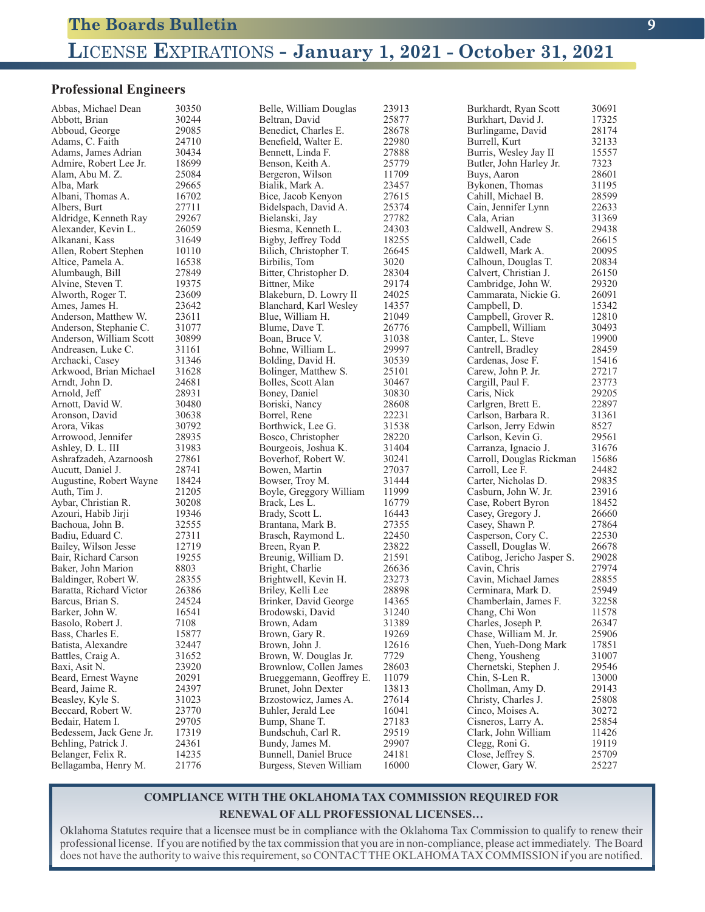# License Expirations - January 1, 2021 - October 31, 2021

## Professional Engineers

| Name | License |
|---|---|
| Abbas, Michael Dean | 30350 |
| Abbott, Brian | 30244 |
| Abboud, George | 29085 |
| Adams, C. Faith | 24710 |
| Adams, James Adrian | 30434 |
| Admire, Robert Lee Jr. | 18699 |
| Alam, Abu M. Z. | 25084 |
| Alba, Mark | 29665 |
| Albani, Thomas A. | 16702 |
| Albers, Burt | 27711 |
| Aldridge, Kenneth Ray | 29267 |
| Alexander, Kevin L. | 26059 |
| Alkanani, Kass | 31649 |
| Allen, Robert Stephen | 10110 |
| Altice, Pamela A. | 16538 |
| Alumbaugh, Bill | 27849 |
| Alvine, Steven T. | 19375 |
| Alworth, Roger T. | 23609 |
| Ames, James H. | 23642 |
| Anderson, Matthew W. | 23611 |
| Anderson, Stephanie C. | 31077 |
| Anderson, William Scott | 30899 |
| Andreasen, Luke C. | 31161 |
| Archacki, Casey | 31346 |
| Arkwood, Brian Michael | 31628 |
| Arndt, John D. | 24681 |
| Arnold, Jeff | 28931 |
| Arnott, David W. | 30480 |
| Aronson, David | 30638 |
| Arora, Vikas | 30792 |
| Arrowood, Jennifer | 28935 |
| Ashley, D. L. III | 31983 |
| Ashrafzadeh, Azarnoosh | 27861 |
| Aucutt, Daniel J. | 28741 |
| Augustine, Robert Wayne | 18424 |
| Auth, Tim J. | 21205 |
| Aybar, Christian R. | 30208 |
| Azouri, Habib Jirji | 19346 |
| Bachoua, John B. | 32555 |
| Badiu, Eduard C. | 27311 |
| Bailey, Wilson Jesse | 12719 |
| Bair, Richard Carson | 19255 |
| Baker, John Marion | 8803 |
| Baldinger, Robert W. | 28355 |
| Baratta, Richard Victor | 26386 |
| Barcus, Brian S. | 24524 |
| Barker, John W. | 16541 |
| Basolo, Robert J. | 7108 |
| Bass, Charles E. | 15877 |
| Batista, Alexandre | 32447 |
| Battles, Craig A. | 31652 |
| Baxi, Asit N. | 23920 |
| Beard, Ernest Wayne | 20291 |
| Beard, Jaime R. | 24397 |
| Beasley, Kyle S. | 31023 |
| Beccard, Robert W. | 23770 |
| Bedair, Hatem I. | 29705 |
| Bedessem, Jack Gene Jr. | 17319 |
| Behling, Patrick J. | 24361 |
| Belanger, Felix R. | 14235 |
| Bellagamba, Henry M. | 21776 |
| Belle, William Douglas | 23913 |
| Beltran, David | 25877 |
| Benedict, Charles E. | 28678 |
| Benefield, Walter E. | 22980 |
| Bennett, Linda F. | 27888 |
| Benson, Keith A. | 25779 |
| Bergeron, Wilson | 11709 |
| Bialik, Mark A. | 23457 |
| Bice, Jacob Kenyon | 27615 |
| Bidelspach, David A. | 25374 |
| Bielanski, Jay | 27782 |
| Biesma, Kenneth L. | 24303 |
| Bigby, Jeffrey Todd | 18255 |
| Bilich, Christopher T. | 26645 |
| Birbilis, Tom | 3020 |
| Bitter, Christopher D. | 28304 |
| Bittner, Mike | 29174 |
| Blakeburn, D. Lowry II | 24025 |
| Blanchard, Karl Wesley | 14357 |
| Blue, William H. | 21049 |
| Blume, Dave T. | 26776 |
| Boan, Bruce V. | 31038 |
| Bohne, William L. | 29997 |
| Bolding, David H. | 30539 |
| Bolinger, Matthew S. | 25101 |
| Bolles, Scott Alan | 30467 |
| Boney, Daniel | 30830 |
| Boriski, Nancy | 28608 |
| Borrel, Rene | 22231 |
| Borthwick, Lee G. | 31538 |
| Bosco, Christopher | 28220 |
| Bourgeois, Joshua K. | 31404 |
| Boverhof, Robert W. | 30241 |
| Bowen, Martin | 27037 |
| Bowser, Troy M. | 31444 |
| Boyle, Greggory William | 11999 |
| Brack, Les L. | 16779 |
| Brady, Scott L. | 16443 |
| Brantana, Mark B. | 27355 |
| Brasch, Raymond L. | 22450 |
| Breen, Ryan P. | 23822 |
| Breunig, William D. | 21591 |
| Bright, Charlie | 26636 |
| Brightwell, Kevin H. | 23273 |
| Briley, Kelli Lee | 28898 |
| Brinker, David George | 14365 |
| Brodowski, David | 31240 |
| Brown, Adam | 31389 |
| Brown, Gary R. | 19269 |
| Brown, John J. | 12616 |
| Brown, W. Douglas Jr. | 7729 |
| Brownlow, Collen James | 28603 |
| Brueggemann, Geoffrey E. | 11079 |
| Brunet, John Dexter | 13813 |
| Brzostowicz, James A. | 27614 |
| Buhler, Jerald Lee | 16041 |
| Bump, Shane T. | 27183 |
| Bundschuh, Carl R. | 29519 |
| Bundy, James M. | 29907 |
| Bunnell, Daniel Bruce | 24181 |
| Burgess, Steven William | 16000 |
| Burkhardt, Ryan Scott | 30691 |
| Burkhart, David J. | 17325 |
| Burlingame, David | 28174 |
| Burrell, Kurt | 32133 |
| Burris, Wesley Jay II | 15557 |
| Butler, John Harley Jr. | 7323 |
| Buys, Aaron | 28601 |
| Bykonen, Thomas | 31195 |
| Cahill, Michael B. | 28599 |
| Cain, Jennifer Lynn | 22633 |
| Cala, Arian | 31369 |
| Caldwell, Andrew S. | 29438 |
| Caldwell, Cade | 26615 |
| Caldwell, Mark A. | 20095 |
| Calhoun, Douglas T. | 20834 |
| Calvert, Christian J. | 26150 |
| Cambridge, John W. | 29320 |
| Cammarata, Nickie G. | 26091 |
| Campbell, D. | 15342 |
| Campbell, Grover R. | 12810 |
| Campbell, William | 30493 |
| Canter, L. Steve | 19900 |
| Cantrell, Bradley | 28459 |
| Cardenas, Jose F. | 15416 |
| Carew, John P. Jr. | 27217 |
| Cargill, Paul F. | 23773 |
| Caris, Nick | 29205 |
| Carlgren, Brett E. | 22897 |
| Carlson, Barbara R. | 31361 |
| Carlson, Jerry Edwin | 8527 |
| Carlson, Kevin G. | 29561 |
| Carranza, Ignacio J. | 31676 |
| Carroll, Douglas Rickman | 15686 |
| Carroll, Lee F. | 24482 |
| Carter, Nicholas D. | 29835 |
| Casburn, John W. Jr. | 23916 |
| Case, Robert Byron | 18452 |
| Casey, Gregory J. | 26660 |
| Casey, Shawn P. | 27864 |
| Casperson, Cory C. | 22530 |
| Cassell, Douglas W. | 26678 |
| Catibog, Jericho Jasper S. | 29028 |
| Cavin, Chris | 27974 |
| Cavin, Michael James | 28855 |
| Cerminara, Mark D. | 25949 |
| Chamberlain, James F. | 32258 |
| Chang, Chi Won | 11578 |
| Charles, Joseph P. | 26347 |
| Chase, William M. Jr. | 25906 |
| Chen, Yueh-Dong Mark | 17851 |
| Cheng, Yousheng | 31007 |
| Chernetski, Stephen J. | 29546 |
| Chin, S-Len R. | 13000 |
| Chollman, Amy D. | 29143 |
| Christy, Charles J. | 25808 |
| Cinco, Moises A. | 30272 |
| Cisneros, Larry A. | 25854 |
| Clark, John William | 11426 |
| Clegg, Roni G. | 19119 |
| Close, Jeffrey S. | 25709 |
| Clower, Gary W. | 25227 |

**COMPLIANCE WITH THE OKLAHOMA TAX COMMISSION REQUIRED FOR RENEWAL OF ALL PROFESSIONAL LICENSES…**

Oklahoma Statutes require that a licensee must be in compliance with the Oklahoma Tax Commission to qualify to renew their professional license. If you are notified by the tax commission that you are in non-compliance, please act immediately. The Board does not have the authority to waive this requirement, so CONTACT THE OKLAHOMA TAX COMMISSION if you are notified.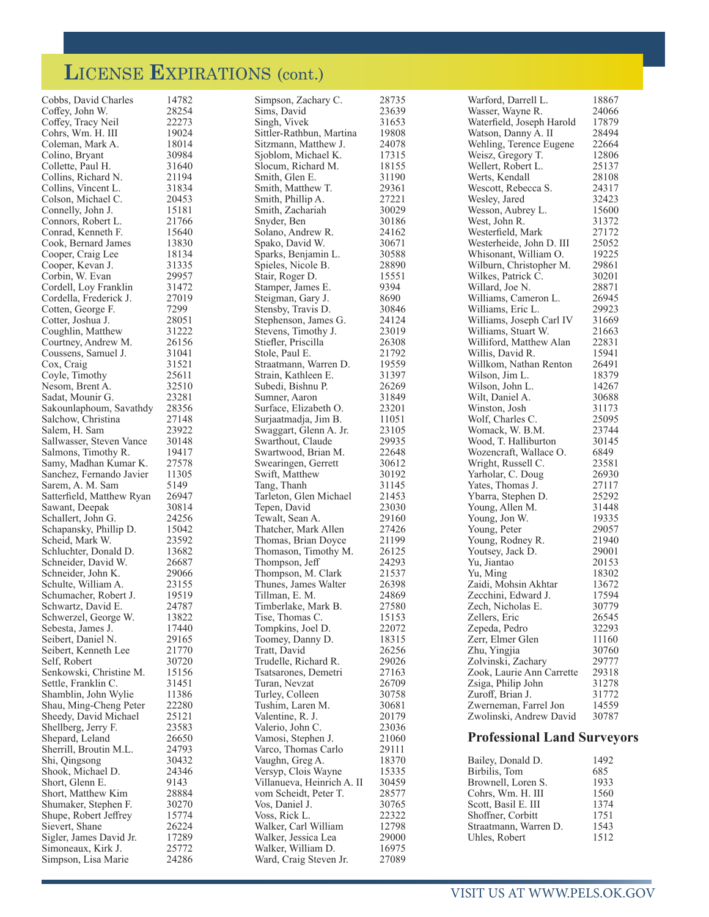# LICENSE EXPIRATIONS (cont.)

| Name | License |
|---|---|
| Cobbs, David Charles | 14782 |
| Coffey, John W. | 28254 |
| Coffey, Tracy Neil | 22273 |
| Cohrs, Wm. H. III | 19024 |
| Coleman, Mark A. | 18014 |
| Colino, Bryant | 30984 |
| Collette, Paul H. | 31640 |
| Collins, Richard N. | 21194 |
| Collins, Vincent L. | 31834 |
| Colson, Michael C. | 20453 |
| Connelly, John J. | 15181 |
| Connors, Robert L. | 21766 |
| Conrad, Kenneth F. | 15640 |
| Cook, Bernard James | 13830 |
| Cooper, Craig Lee | 18134 |
| Cooper, Kevan J. | 31335 |
| Corbin, W. Evan | 29957 |
| Cordell, Loy Franklin | 31472 |
| Cordella, Frederick J. | 27019 |
| Cotten, George F. | 7299 |
| Cotter, Joshua J. | 28051 |
| Coughlin, Matthew | 31222 |
| Courtney, Andrew M. | 26156 |
| Coussens, Samuel J. | 31041 |
| Cox, Craig | 31521 |
| Coyle, Timothy | 25611 |
| Nesom, Brent A. | 32510 |
| Sadat, Mounir G. | 23281 |
| Sakounlaphoum, Savathdy | 28356 |
| Salchow, Christina | 27148 |
| Salem, H. Sam | 23922 |
| Sallwasser, Steven Vance | 30148 |
| Salmons, Timothy R. | 19417 |
| Samy, Madhan Kumar K. | 27578 |
| Sanchez, Fernando Javier | 11305 |
| Sarem, A. M. Sam | 5149 |
| Satterfield, Matthew Ryan | 26947 |
| Sawant, Deepak | 30814 |
| Schallert, John G. | 24256 |
| Schapansky, Phillip D. | 15042 |
| Scheid, Mark W. | 23592 |
| Schluchter, Donald D. | 13682 |
| Schneider, David W. | 26687 |
| Schneider, John K. | 29066 |
| Schulte, William A. | 23155 |
| Schumacher, Robert J. | 19519 |
| Schwartz, David E. | 24787 |
| Schwerzel, George W. | 13822 |
| Sebesta, James J. | 17440 |
| Seibert, Daniel N. | 29165 |
| Seibert, Kenneth Lee | 21770 |
| Self, Robert | 30720 |
| Senkowski, Christine M. | 15156 |
| Settle, Franklin C. | 31451 |
| Shamblin, John Wylie | 11386 |
| Shau, Ming-Cheng Peter | 22280 |
| Sheedy, David Michael | 25121 |
| Shellberg, Jerry F. | 23583 |
| Shepard, Leland | 26650 |
| Sherrill, Broutin M.L. | 24793 |
| Shi, Qingsong | 30432 |
| Shook, Michael D. | 24346 |
| Short, Glenn E. | 9143 |
| Short, Matthew Kim | 28884 |
| Shumaker, Stephen F. | 30270 |
| Shupe, Robert Jeffrey | 15774 |
| Sievert, Shane | 26224 |
| Sigler, James David Jr. | 17289 |
| Simoneaux, Kirk J. | 25772 |
| Simpson, Lisa Marie | 24286 |
| Simpson, Zachary C. | 28735 |
| Sims, David | 23639 |
| Singh, Vivek | 31653 |
| Sittler-Rathbun, Martina | 19808 |
| Sitzmann, Matthew J. | 24078 |
| Sjoblom, Michael K. | 17315 |
| Slocum, Richard M. | 18155 |
| Smith, Glen E. | 31190 |
| Smith, Matthew T. | 29361 |
| Smith, Phillip A. | 27221 |
| Smith, Zachariah | 30029 |
| Snyder, Ben | 30186 |
| Solano, Andrew R. | 24162 |
| Spako, David W. | 30671 |
| Sparks, Benjamin L. | 30588 |
| Spieles, Nicole B. | 28890 |
| Stair, Roger D. | 15551 |
| Stamper, James E. | 9394 |
| Steigman, Gary J. | 8690 |
| Stensby, Travis D. | 30846 |
| Stephenson, James G. | 24124 |
| Stevens, Timothy J. | 23019 |
| Stiefler, Priscilla | 26308 |
| Stole, Paul E. | 21792 |
| Straatmann, Warren D. | 19559 |
| Strain, Kathleen E. | 31397 |
| Subedi, Bishnu P. | 26269 |
| Sumner, Aaron | 31849 |
| Surface, Elizabeth O. | 23201 |
| Surjaatmadja, Jim B. | 11051 |
| Swaggart, Glenn A. Jr. | 23105 |
| Swarthout, Claude | 29935 |
| Swartwood, Brian M. | 22648 |
| Swearingen, Gerrett | 30612 |
| Swift, Matthew | 30192 |
| Tang, Thanh | 31145 |
| Tarleton, Glen Michael | 21453 |
| Tepen, David | 23030 |
| Tewalt, Sean A. | 29160 |
| Thatcher, Mark Allen | 27426 |
| Thomas, Brian Doyce | 21199 |
| Thomason, Timothy M. | 26125 |
| Thompson, Jeff | 24293 |
| Thompson, M. Clark | 21537 |
| Thunes, James Walter | 26398 |
| Tillman, E. M. | 24869 |
| Timberlake, Mark B. | 27580 |
| Tise, Thomas C. | 15153 |
| Tompkins, Joel D. | 22072 |
| Toomey, Danny D. | 18315 |
| Tratt, David | 26256 |
| Trudelle, Richard R. | 29026 |
| Tsatsarones, Demetri | 27163 |
| Turan, Nevzat | 26709 |
| Turley, Colleen | 30758 |
| Tushim, Laren M. | 30681 |
| Valentine, R. J. | 20179 |
| Valerio, John C. | 23036 |
| Vamosi, Stephen J. | 21060 |
| Varco, Thomas Carlo | 29111 |
| Vaughn, Greg A. | 18370 |
| Versyp, Clois Wayne | 15335 |
| Villanueva, Heinrich A. II | 30459 |
| vom Scheidt, Peter T. | 28577 |
| Vos, Daniel J. | 30765 |
| Voss, Rick L. | 22322 |
| Walker, Carl William | 12798 |
| Walker, Jessica Lea | 29000 |
| Walker, William D. | 16975 |
| Ward, Craig Steven Jr. | 27089 |
| Warford, Darrell L. | 18867 |
| Wasser, Wayne R. | 24066 |
| Waterfield, Joseph Harold | 17879 |
| Watson, Danny A. II | 28494 |
| Wehling, Terence Eugene | 22664 |
| Weisz, Gregory T. | 12806 |
| Wellert, Robert L. | 25137 |
| Werts, Kendall | 28108 |
| Wescott, Rebecca S. | 24317 |
| Wesley, Jared | 32423 |
| Wesson, Aubrey L. | 15600 |
| West, John R. | 31372 |
| Westerfield, Mark | 27172 |
| Westerheide, John D. III | 25052 |
| Whisonant, William O. | 19225 |
| Wilburn, Christopher M. | 29861 |
| Wilkes, Patrick C. | 30201 |
| Willard, Joe N. | 28871 |
| Williams, Cameron L. | 26945 |
| Williams, Eric L. | 29923 |
| Williams, Joseph Carl IV | 31669 |
| Williams, Stuart W. | 21663 |
| Williford, Matthew Alan | 22831 |
| Willis, David R. | 15941 |
| Willkom, Nathan Renton | 26491 |
| Wilson, Jim L. | 18379 |
| Wilson, John L. | 14267 |
| Wilt, Daniel A. | 30688 |
| Winston, Josh | 31173 |
| Wolf, Charles C. | 25095 |
| Womack, W. B.M. | 23744 |
| Wood, T. Halliburton | 30145 |
| Wozencraft, Wallace O. | 6849 |
| Wright, Russell C. | 23581 |
| Yarholar, C. Doug | 26930 |
| Yates, Thomas J. | 27117 |
| Ybarra, Stephen D. | 25292 |
| Young, Allen M. | 31448 |
| Young, Jon W. | 19335 |
| Young, Peter | 29057 |
| Young, Rodney R. | 21940 |
| Youtsey, Jack D. | 29001 |
| Yu, Jiantao | 20153 |
| Yu, Ming | 18302 |
| Zaidi, Mohsin Akhtar | 13672 |
| Zecchini, Edward J. | 17594 |
| Zech, Nicholas E. | 30779 |
| Zellers, Eric | 26545 |
| Zepeda, Pedro | 32293 |
| Zerr, Elmer Glen | 11160 |
| Zhu, Yingjia | 30760 |
| Zolvinski, Zachary | 29777 |
| Zook, Laurie Ann Carrette | 29318 |
| Zsiga, Philip John | 31278 |
| Zuroff, Brian J. | 31772 |
| Zwerneman, Farrel Jon | 14559 |
| Zwolinski, Andrew David | 30787 |

## Professional Land Surveyors

| Name | License |
|---|---|
| Bailey, Donald D. | 1492 |
| Birbilis, Tom | 685 |
| Brownell, Loren S. | 1933 |
| Cohrs, Wm. H. III | 1560 |
| Scott, Basil E. III | 1374 |
| Shoffner, Corbitt | 1751 |
| Straatmann, Warren D. | 1543 |
| Uhles, Robert | 1512 |

VISIT US AT WWW.PELS.OK.GOV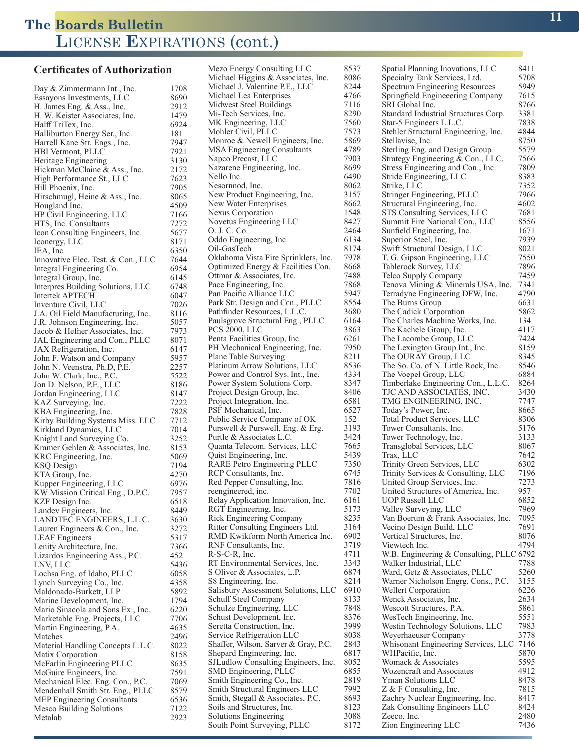# LICENSE EXPIRATIONS (cont.)

## Certificates of Authorization

| Name | Number |
|---|---|
| Day & Zimmermann Int., Inc. | 1708 |
| Essayons Investments, LLC | 8690 |
| H. James Eng. & Ass., Inc. | 2912 |
| H. W. Keister Associates, Inc. | 1479 |
| Halff TriTex, Inc. | 6924 |
| Halliburton Energy Ser., Inc. | 181 |
| Harrell Kane Str. Engs., Inc. | 7947 |
| HBI Vermont, PLLC | 7921 |
| Heritage Engineering | 3130 |
| Hickman McClaine & Ass., Inc. | 2172 |
| High Performance St., LLC | 7623 |
| Hill Phoenix, Inc. | 7905 |
| Hirschmugl, Heine & Ass., Inc. | 8065 |
| Hougland Inc. | 4509 |
| HP Civil Engineering, LLC | 7166 |
| HTS, Inc. Consultants | 7272 |
| Icon Consulting Engineers, Inc. | 5677 |
| Iconergy, LLC | 8171 |
| IEA, Inc | 6350 |
| Innovative Elec. Test. & Con., LLC | 7644 |
| Integral Engineering Co. | 6954 |
| Integral Group, Inc. | 6145 |
| Interpres Building Solutions, LLC | 6748 |
| Intertek APTECH | 6047 |
| Inventure Civil, LLC | 7026 |
| J.A. Oil Field Manufacturing, Inc. | 8116 |
| J.R. Johnson Engineering, Inc. | 5057 |
| Jacob & Hefner Associates, Inc. | 7973 |
| JAL Engineering and Con., PLLC | 8071 |
| JAX Refrigeration, Inc. | 6147 |
| John F. Watson and Company | 5957 |
| John N. Veenstra, Ph.D, P.E. | 2257 |
| John W. Clark, Inc., P.C. | 5522 |
| Jon D. Nelson, P.E., LLC | 8186 |
| Jordan Engineering, LLC | 8147 |
| KAZ Surveying, Inc. | 7222 |
| KBA Engineering, Inc. | 7828 |
| Kirby Building Systems Miss. LLC | 7712 |
| Kirkland Dynamics, LLC | 7014 |
| Knight Land Surveying Co. | 3252 |
| Kramer Gehlen & Associates, Inc. | 8153 |
| KRC Engineering, Inc. | 5069 |
| KSQ Design | 7194 |
| KTA Group, Inc. | 4270 |
| Kupper Engineering, LLC | 6976 |
| KW Mission Critical Eng., D.P.C. | 7957 |
| KZF Design Inc. | 6518 |
| Landev Engineers, Inc. | 8449 |
| LANDTEC ENGINEERS, L.L.C. | 3630 |
| Lauren Engineers & Con., Inc. | 3272 |
| LEAF Engineers | 5317 |
| Lenity Architecture, Inc. | 7366 |
| Lizardos Engineering Ass., P.C. | 452 |
| LNV, LLC | 5436 |
| Lochsa Eng. of Idaho, PLLC | 6058 |
| Lynch Surveying Co., Inc. | 4358 |
| Maldonado-Burkett, LLP | 5892 |
| Marine Development, Inc. | 1794 |
| Mario Sinacola and Sons Ex., Inc. | 6220 |
| Marketable Eng. Projects, LLC | 7706 |
| Martin Engineering, P.A. | 4635 |
| Matches | 2496 |
| Material Handling Concepts L.L.C. | 8022 |
| Matix Corporation | 8158 |
| McFarlin Engineering PLLC | 8635 |
| McGuire Engineers, Inc. | 7591 |
| Mechanical Elec. Eng. Con., P.C. | 7069 |
| Mendenhall Smith Str. Eng., PLLC | 8579 |
| MEP Engineering Consultants | 6536 |
| Mesco Building Solutions | 7122 |
| Metalab | 2923 |
| Mezo Energy Consulting LLC | 8537 |
| Michael Higgins & Associates, Inc. | 8086 |
| Michael J. Valentine P.E., LLC | 8244 |
| Michael Lea Enterprises | 4766 |
| Midwest Steel Buildings | 7116 |
| Mi-Tech Services, Inc. | 8290 |
| MK Engineering, LLC | 7560 |
| Mohler Civil, PLLC | 7573 |
| Monroe & Newell Engineers, Inc. | 5869 |
| MSA Engineering Consultants | 4789 |
| Napco Precast, LLC | 7903 |
| Nazarene Engineering, Inc. | 8699 |
| Nello Inc. | 6490 |
| Nesornnod, Inc. | 8062 |
| New Product Engineering, Inc. | 3157 |
| New Water Enterprises | 8662 |
| Nexus Corporation | 1548 |
| Novetus Engineering LLC | 8427 |
| O. J. C. Co. | 2464 |
| Oddo Engineering, Inc. | 6134 |
| Oil-GasTech | 8174 |
| Oklahoma Vista Fire Sprinklers, Inc. | 7978 |
| Optimized Energy & Facilities Con. | 8668 |
| Ottmar & Associates, Inc. | 7488 |
| Pace Engineering, Inc. | 7868 |
| Pan Pacific Alliance LLC | 5947 |
| Park Str. Design and Con., PLLC | 8554 |
| Pathfinder Resources, L.L.C. | 3680 |
| Paulsgrove Structural Eng., PLLC | 6164 |
| PCS 2000, LLC | 3863 |
| Penta Facilities Group, Inc. | 6261 |
| PH Mechanical Engineering, Inc. | 7950 |
| Plane Table Surveying | 8211 |
| Platinum Arrow Solutions, LLC | 8536 |
| Power and Control Sys. Int., Inc. | 4334 |
| Power System Solutions Corp. | 8347 |
| Project Design Group, Inc. | 8406 |
| Project Integration, Inc. | 6581 |
| PSF Mechanical, Inc. | 6527 |
| Public Service Company of OK | 152 |
| Purswell & Purswell, Eng. & Erg. | 3193 |
| Purtle & Associates L.C. | 3424 |
| Quanta Telecom. Services, LLC | 7665 |
| Quist Engineering, Inc. | 5439 |
| RARE Petro Engineering PLLC | 7350 |
| RCP Consultants, Inc. | 6745 |
| Red Pepper Consulting, Inc. | 7816 |
| reengineered, inc. | 7702 |
| Relay Application Innovation, Inc. | 6161 |
| RGT Engineering, Inc. | 5173 |
| Rick Engineering Company | 8235 |
| Ritter Consulting Engineers Ltd. | 3164 |
| RMD Kwikform North America Inc. | 6902 |
| RNF Consultants, Inc. | 3719 |
| R-S-C-R, Inc. | 4711 |
| RT Environmental Services, Inc. | 3343 |
| S Oliver & Associates, L.P. | 6874 |
| S8 Engineering, Inc. | 8214 |
| Salisbury Assessment Solutions, LLC | 6910 |
| Schuff Steel Company | 8133 |
| Schulze Engineering, LLC | 7848 |
| Schust Development, Inc. | 8376 |
| Seretta Construction, Inc. | 3999 |
| Service Refrigeration LLC | 8038 |
| Shaffer, Wilson, Sarver & Gray, P.C. | 2843 |
| Shepard Engineering, Inc. | 6817 |
| SJLudlow Consulting Engineers, Inc. | 8052 |
| SMD Engineering, PLLC | 6855 |
| Smith Engineering Co., Inc. | 2819 |
| Smith Structural Engineers LLC | 7992 |
| Smith, Stegall & Associates, P.C. | 8693 |
| Soils and Structures, Inc. | 8123 |
| Solutions Engineering | 3088 |
| South Point Surveying, PLLC | 8172 |
| Spatial Planning Inovations, LLC | 8411 |
| Specialty Tank Services, Ltd. | 5708 |
| Spectrum Engineering Resources | 5949 |
| Springfield Engineering Company | 7615 |
| SRI Global Inc. | 8766 |
| Standard Industrial Structures Corp. | 3381 |
| Star-5 Engineers L.L.C. | 7838 |
| Stehler Structural Engineering, Inc. | 4844 |
| Stellavise, Inc. | 8750 |
| Sterling Eng. and Design Group | 5579 |
| Strategy Engineering & Con., LLC. | 7566 |
| Stress Engineering and Con., Inc. | 7809 |
| Stride Engineering, LLC | 8383 |
| Strike, LLC | 7352 |
| Stringer Engineering, PLLC | 7966 |
| Structural Engineering, Inc. | 4602 |
| STS Consulting Services, LLC | 7681 |
| Summit Fire National Con., LLC | 8556 |
| Sunfield Engineering, Inc. | 1671 |
| Superior Steel, Inc. | 7939 |
| Swift Structural Design, LLC | 8021 |
| T. G. Gipson Engineering, LLC | 7550 |
| Tablerock Survey, LLC | 7896 |
| Telco Supply Company | 7459 |
| Tenova Mining & Minerals USA, Inc. | 7341 |
| Terradyne Engineering DFW, Inc. | 4790 |
| The Burns Group | 6631 |
| The Cadick Corporation | 5862 |
| The Charles Machine Works, Inc. | 134 |
| The Kachele Group, Inc. | 4117 |
| The Lacombe Group, LLC | 7424 |
| The Lexington Group Int., Inc. | 8159 |
| The OURAY Group, LLC | 8345 |
| The So. Co. of N. Little Rock, Inc. | 8546 |
| The Voepel Group, LLC | 6884 |
| Timberlake Engineering Con., L.L.C. | 8264 |
| TJC AND ASSOCIATES, INC. | 3430 |
| TMG ENGINEERING, INC. | 7747 |
| Today's Power, Inc. | 8665 |
| Total Product Services, LLC | 8306 |
| Tower Consultants, Inc. | 5176 |
| Tower Technology, Inc. | 3133 |
| Transglobal Services, LLC | 8067 |
| Trax, LLC | 7642 |
| Trinity Green Services, LLC | 6302 |
| Trinity Services & Consulting, LLC | 7196 |
| United Group Services, Inc. | 7273 |
| United Structures of America, Inc. | 957 |
| UOP Russell LLC | 6852 |
| Valley Surveying, LLC | 7969 |
| Van Boerum & Frank Associates, Inc. | 7095 |
| Vecino Design Build, LLC | 7691 |
| Vertical Structures, Inc. | 8076 |
| Viewtech Inc. | 4794 |
| W.B. Engineering & Consulting, PLLC | 6792 |
| Walker Industrial, LLC | 7788 |
| Ward, Getz & Associates, PLLC | 5260 |
| Warner Nicholson Engrg. Cons., P.C. | 3155 |
| Wellert Corporation | 6226 |
| Wenck Associates, Inc. | 2634 |
| Wescott Structures, P.A. | 5861 |
| WesTech Engineering, Inc. | 5551 |
| Westin Technology Solutions, LLC | 7983 |
| Weyerhaeuser Company | 3778 |
| Whisonant Engineering Services, LLC | 7146 |
| WHPacific, Inc. | 5870 |
| Womack & Associates | 5595 |
| Wozencraft and Associates | 4912 |
| Yman Solutions LLC | 8478 |
| Z & F Consulting, Inc. | 7815 |
| Zachry Nuclear Engineering, Inc. | 8417 |
| Zak Consulting Engineers LLC | 8424 |
| Zeeco, Inc. | 2480 |
| Zion Engineering LLC | 7436 |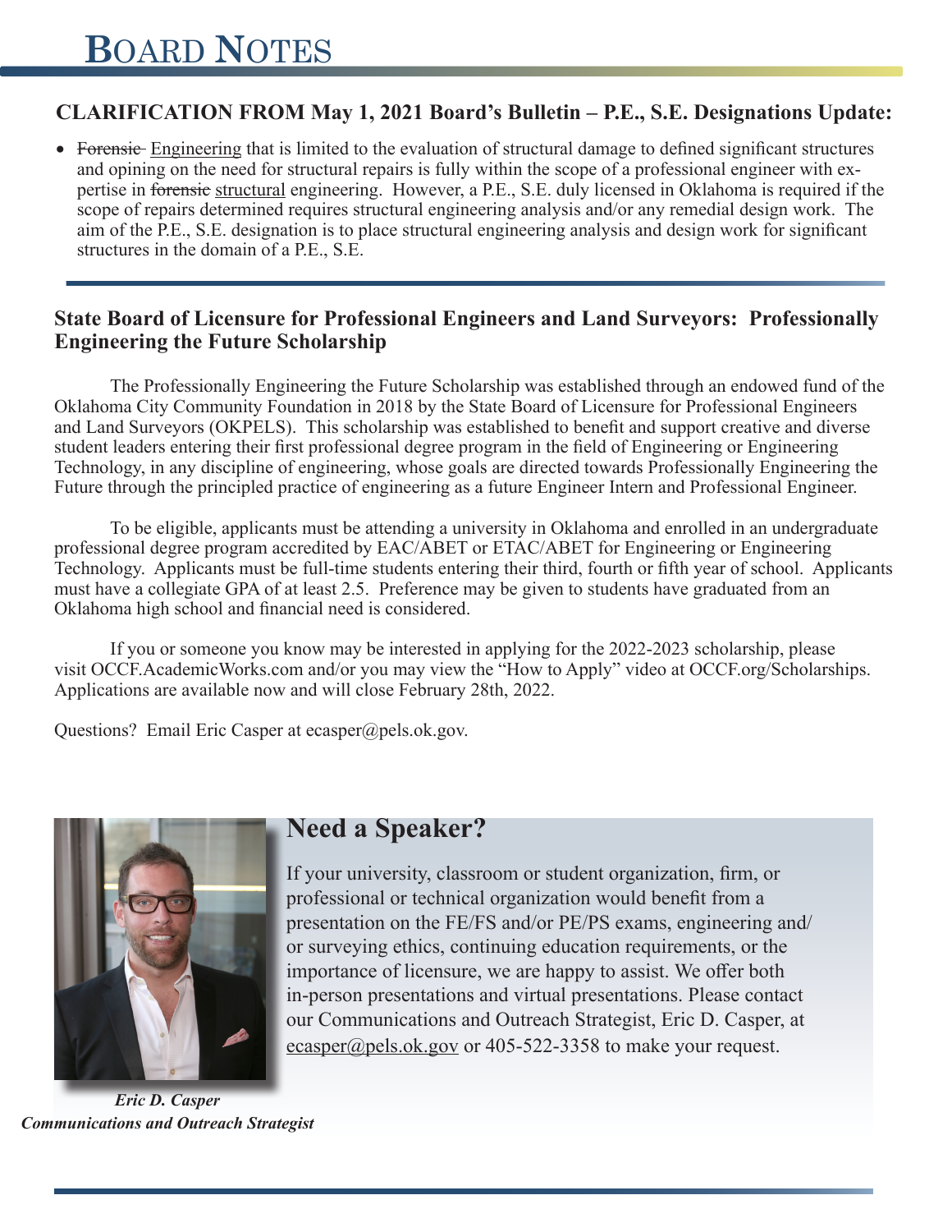# BOARD NOTES

## CLARIFICATION FROM May 1, 2021 Board's Bulletin – P.E., S.E. Designations Update:

- ~~Forensic~~ Engineering that is limited to the evaluation of structural damage to defined significant structures and opining on the need for structural repairs is fully within the scope of a professional engineer with expertise in ~~forensic~~ structural engineering. However, a P.E., S.E. duly licensed in Oklahoma is required if the scope of repairs determined requires structural engineering analysis and/or any remedial design work. The aim of the P.E., S.E. designation is to place structural engineering analysis and design work for significant structures in the domain of a P.E., S.E.

## State Board of Licensure for Professional Engineers and Land Surveyors: Professionally Engineering the Future Scholarship

The Professionally Engineering the Future Scholarship was established through an endowed fund of the Oklahoma City Community Foundation in 2018 by the State Board of Licensure for Professional Engineers and Land Surveyors (OKPELS). This scholarship was established to benefit and support creative and diverse student leaders entering their first professional degree program in the field of Engineering or Engineering Technology, in any discipline of engineering, whose goals are directed towards Professionally Engineering the Future through the principled practice of engineering as a future Engineer Intern and Professional Engineer.

To be eligible, applicants must be attending a university in Oklahoma and enrolled in an undergraduate professional degree program accredited by EAC/ABET or ETAC/ABET for Engineering or Engineering Technology. Applicants must be full-time students entering their third, fourth or fifth year of school. Applicants must have a collegiate GPA of at least 2.5. Preference may be given to students have graduated from an Oklahoma high school and financial need is considered.

If you or someone you know may be interested in applying for the 2022-2023 scholarship, please visit OCCF.AcademicWorks.com and/or you may view the "How to Apply" video at OCCF.org/Scholarships. Applications are available now and will close February 28th, 2022.

Questions? Email Eric Casper at ecasper@pels.ok.gov.

## Need a Speaker?

If your university, classroom or student organization, firm, or professional or technical organization would benefit from a presentation on the FE/FS and/or PE/PS exams, engineering and/or surveying ethics, continuing education requirements, or the importance of licensure, we are happy to assist. We offer both in-person presentations and virtual presentations. Please contact our Communications and Outreach Strategist, Eric D. Casper, at ecasper@pels.ok.gov or 405-522-3358 to make your request.

***Eric D. Casper***
***Communications and Outreach Strategist***